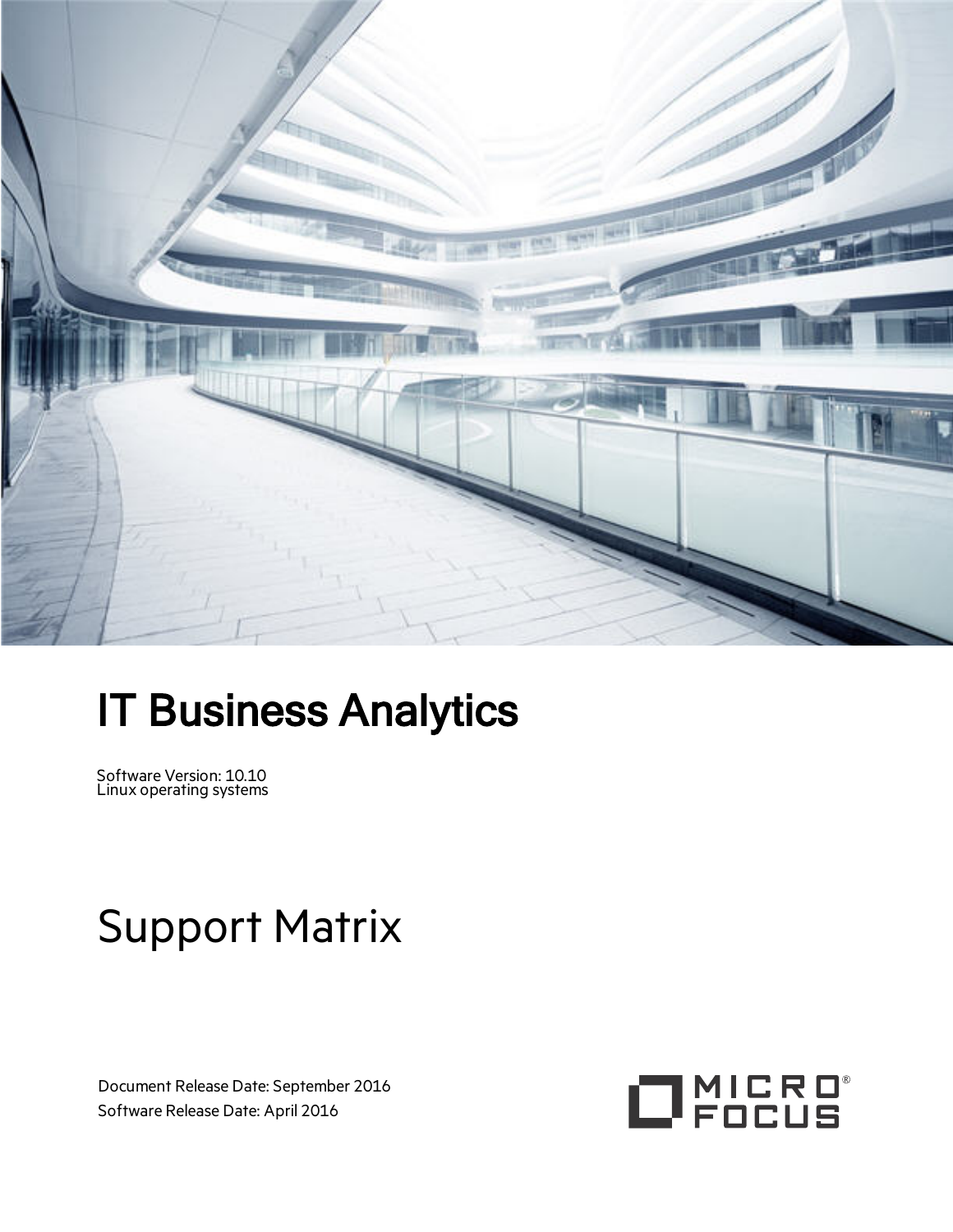# IT Business Analytics

Software Version: 10.10
Linux operating systems

# Support Matrix

Document Release Date: September 2016
Software Release Date: April 2016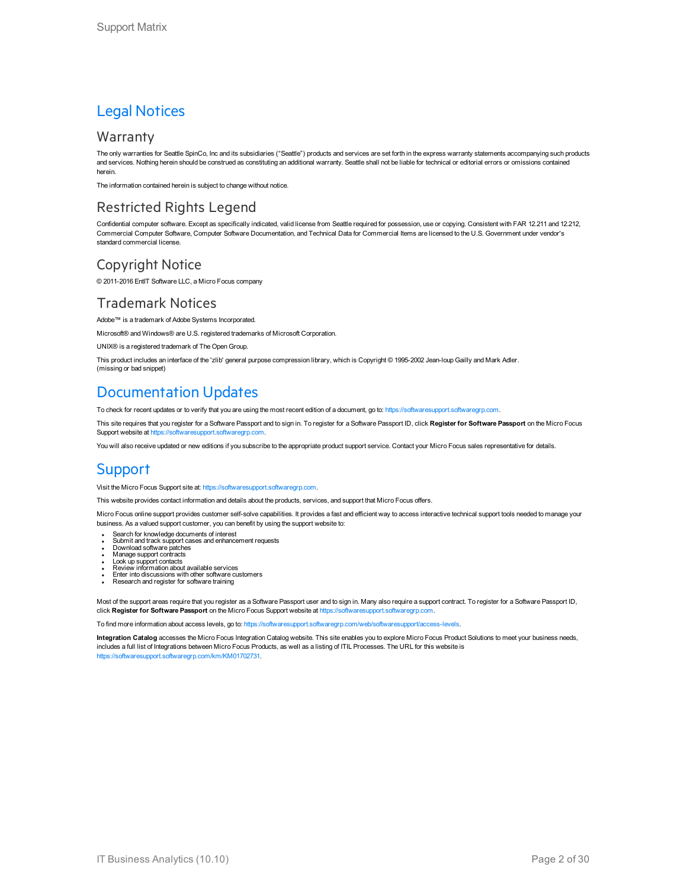# Legal Notices

## Warranty

The only warranties for Seattle SpinCo, Inc and its subsidiaries ("Seattle") products and services are set forth in the express warranty statements accompanying such products and services. Nothing herein should be construed as constituting an additional warranty. Seattle shall not be liable for technical or editorial errors or omissions contained herein.

The information contained herein is subject to change without notice.

## Restricted Rights Legend

Confidential computer software. Except as specifically indicated, valid license from Seattle required for possession, use or copying. Consistent with FAR 12.211 and 12.212, Commercial Computer Software, Computer Software Documentation, and Technical Data for Commercial Items are licensed to the U.S. Government under vendor's standard commercial license.

## Copyright Notice

© 2011-2016 EntIT Software LLC, a Micro Focus company

## Trademark Notices

Adobe™ is a trademark of Adobe Systems Incorporated.

Microsoft® and Windows® are U.S. registered trademarks of Microsoft Corporation.

UNIX® is a registered trademark of The Open Group.

This product includes an interface of the 'zlib' general purpose compression library, which is Copyright © 1995-2002 Jean-loup Gailly and Mark Adler.
(missing or bad snippet)

# Documentation Updates

To check for recent updates or to verify that you are using the most recent edition of a document, go to: https://softwaresupport.softwaregrp.com.

This site requires that you register for a Software Passport and to sign in. To register for a Software Passport ID, click **Register for Software Passport** on the Micro Focus Support website at https://softwaresupport.softwaregrp.com.

You will also receive updated or new editions if you subscribe to the appropriate product support service. Contact your Micro Focus sales representative for details.

# Support

Visit the Micro Focus Support site at: https://softwaresupport.softwaregrp.com.

This website provides contact information and details about the products, services, and support that Micro Focus offers.

Micro Focus online support provides customer self-solve capabilities. It provides a fast and efficient way to access interactive technical support tools needed to manage your business. As a valued support customer, you can benefit by using the support website to:

- Search for knowledge documents of interest
- Submit and track support cases and enhancement requests
- Download software patches
- Manage support contracts
- Look up support contacts
- Review information about available services
- Enter into discussions with other software customers
- Research and register for software training

Most of the support areas require that you register as a Software Passport user and to sign in. Many also require a support contract. To register for a Software Passport ID, click **Register for Software Passport** on the Micro Focus Support website at https://softwaresupport.softwaregrp.com.

To find more information about access levels, go to: https://softwaresupport.softwaregrp.com/web/softwaresupport/access-levels.

**Integration Catalog** accesses the Micro Focus Integration Catalog website. This site enables you to explore Micro Focus Product Solutions to meet your business needs, includes a full list of Integrations between Micro Focus Products, as well as a listing of ITIL Processes. The URL for this website is https://softwaresupport.softwaregrp.com/km/KM01702731.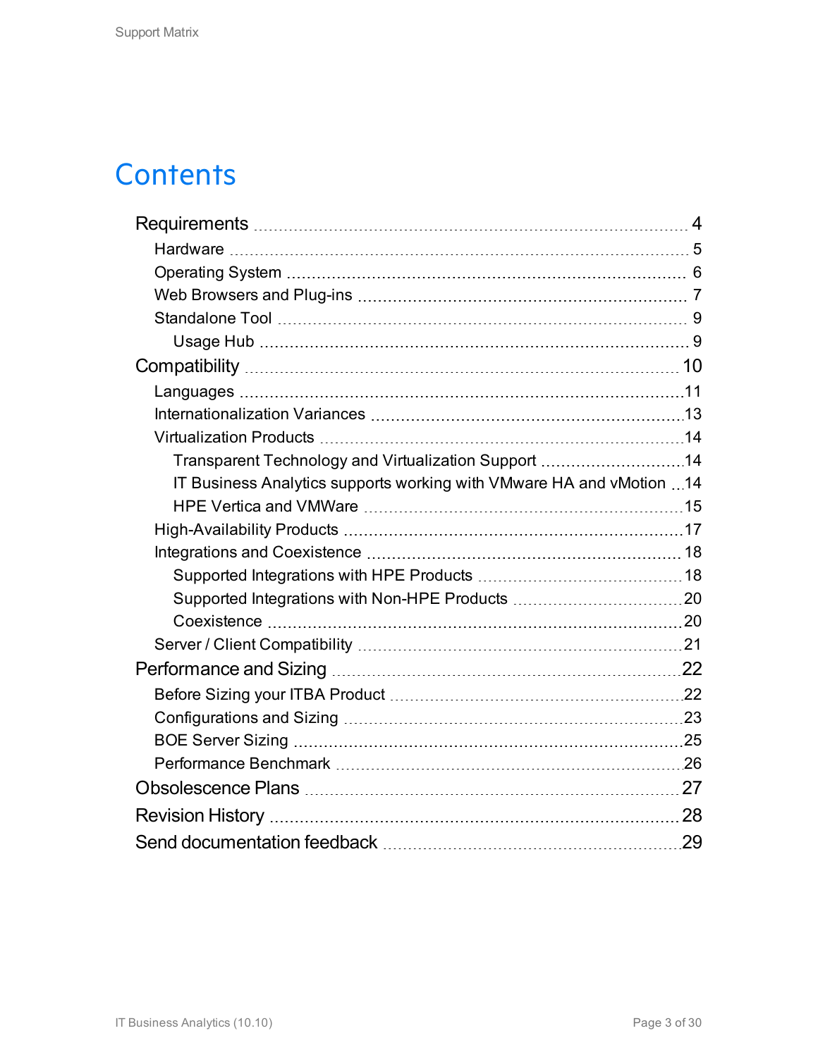# Contents

- Requirements 4
  - Hardware 5
  - Operating System 6
  - Web Browsers and Plug-ins 7
  - Standalone Tool 9
    - Usage Hub 9
- Compatibility 10
  - Languages 11
  - Internationalization Variances 13
  - Virtualization Products 14
    - Transparent Technology and Virtualization Support 14
    - IT Business Analytics supports working with VMware HA and vMotion 14
    - HPE Vertica and VMWare 15
  - High-Availability Products 17
  - Integrations and Coexistence 18
    - Supported Integrations with HPE Products 18
    - Supported Integrations with Non-HPE Products 20
    - Coexistence 20
  - Server / Client Compatibility 21
- Performance and Sizing 22
  - Before Sizing your ITBA Product 22
  - Configurations and Sizing 23
  - BOE Server Sizing 25
  - Performance Benchmark 26
- Obsolescence Plans 27
- Revision History 28
- Send documentation feedback 29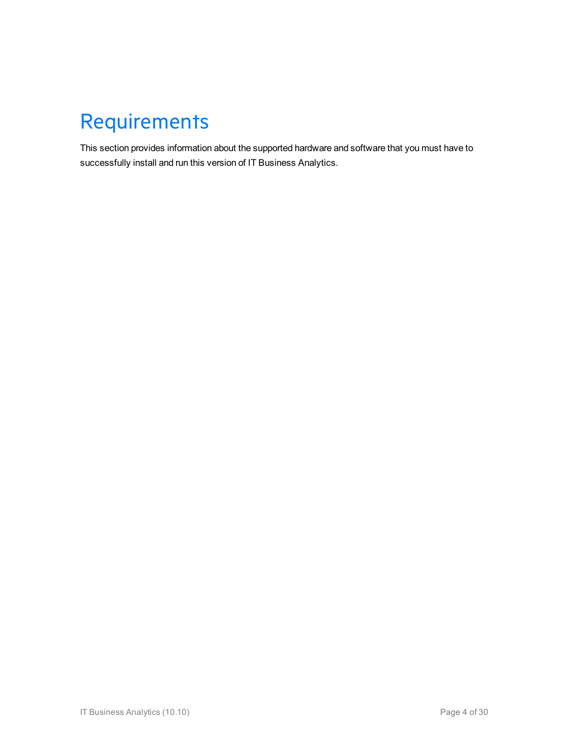# Requirements

This section provides information about the supported hardware and software that you must have to successfully install and run this version of IT Business Analytics.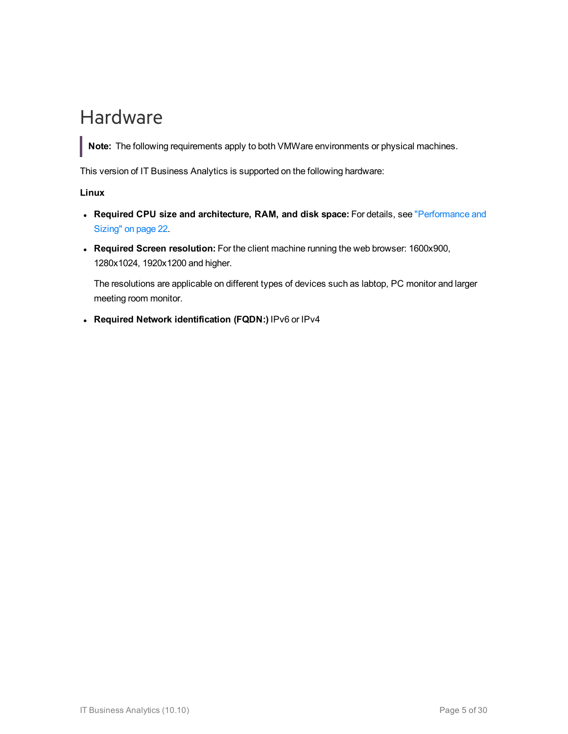# Hardware

> **Note:** The following requirements apply to both VMWare environments or physical machines.

This version of IT Business Analytics is supported on the following hardware:

**Linux**

- **Required CPU size and architecture, RAM, and disk space:** For details, see "Performance and Sizing" on page 22.
- **Required Screen resolution:** For the client machine running the web browser: 1600x900, 1280x1024, 1920x1200 and higher.

  The resolutions are applicable on different types of devices such as labtop, PC monitor and larger meeting room monitor.
- **Required Network identification (FQDN:)** IPv6 or IPv4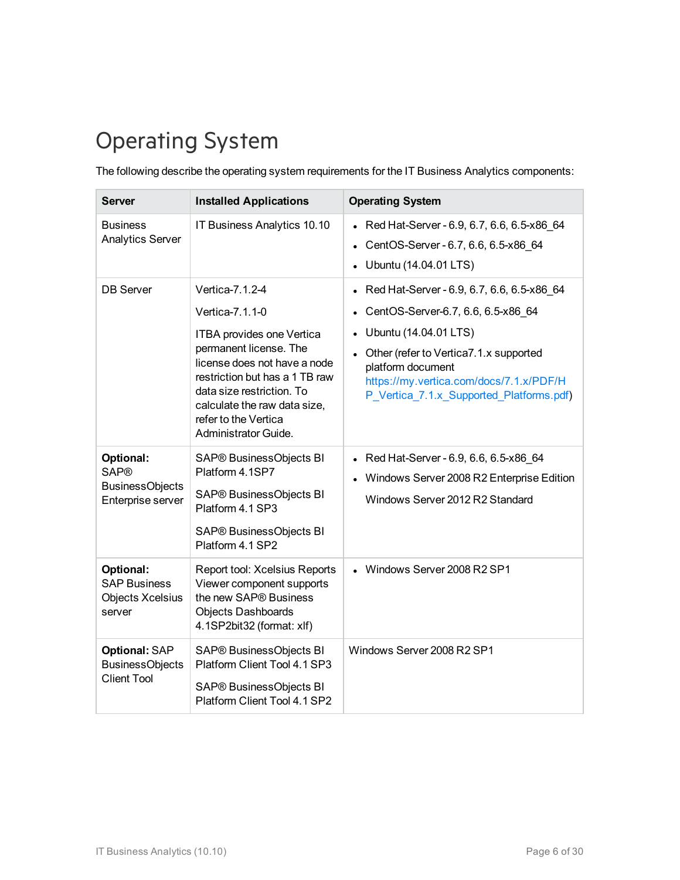# Operating System

The following describe the operating system requirements for the IT Business Analytics components:

| Server | Installed Applications | Operating System |
|---|---|---|
| Business Analytics Server | IT Business Analytics 10.10 | • Red Hat-Server - 6.9, 6.7, 6.6, 6.5-x86_64<br>• CentOS-Server - 6.7, 6.6, 6.5-x86_64<br>• Ubuntu (14.04.01 LTS) |
| DB Server | Vertica-7.1.2-4<br><br>Vertica-7.1.1-0<br><br>ITBA provides one Vertica permanent license. The license does not have a node restriction but has a 1 TB raw data size restriction. To calculate the raw data size, refer to the Vertica Administrator Guide. | • Red Hat-Server - 6.9, 6.7, 6.6, 6.5-x86_64<br>• CentOS-Server-6.7, 6.6, 6.5-x86_64<br>• Ubuntu (14.04.01 LTS)<br>• Other (refer to Vertica7.1.x supported platform document [https://my.vertica.com/docs/7.1.x/PDF/HP_Vertica_7.1.x_Supported_Platforms.pdf](https://my.vertica.com/docs/7.1.x/PDF/HP_Vertica_7.1.x_Supported_Platforms.pdf)) |
| **Optional:** SAP® BusinessObjects Enterprise server | SAP® BusinessObjects BI Platform 4.1SP7<br><br>SAP® BusinessObjects BI Platform 4.1 SP3<br><br>SAP® BusinessObjects BI Platform 4.1 SP2 | • Red Hat-Server - 6.9, 6.6, 6.5-x86_64<br>• Windows Server 2008 R2 Enterprise Edition<br>Windows Server 2012 R2 Standard |
| **Optional:** SAP Business Objects Xcelsius server | Report tool: Xcelsius Reports Viewer component supports the new SAP® Business Objects Dashboards 4.1SP2bit32 (format: xlf) | • Windows Server 2008 R2 SP1 |
| **Optional:** SAP BusinessObjects Client Tool | SAP® BusinessObjects BI Platform Client Tool 4.1 SP3<br><br>SAP® BusinessObjects BI Platform Client Tool 4.1 SP2 | Windows Server 2008 R2 SP1 |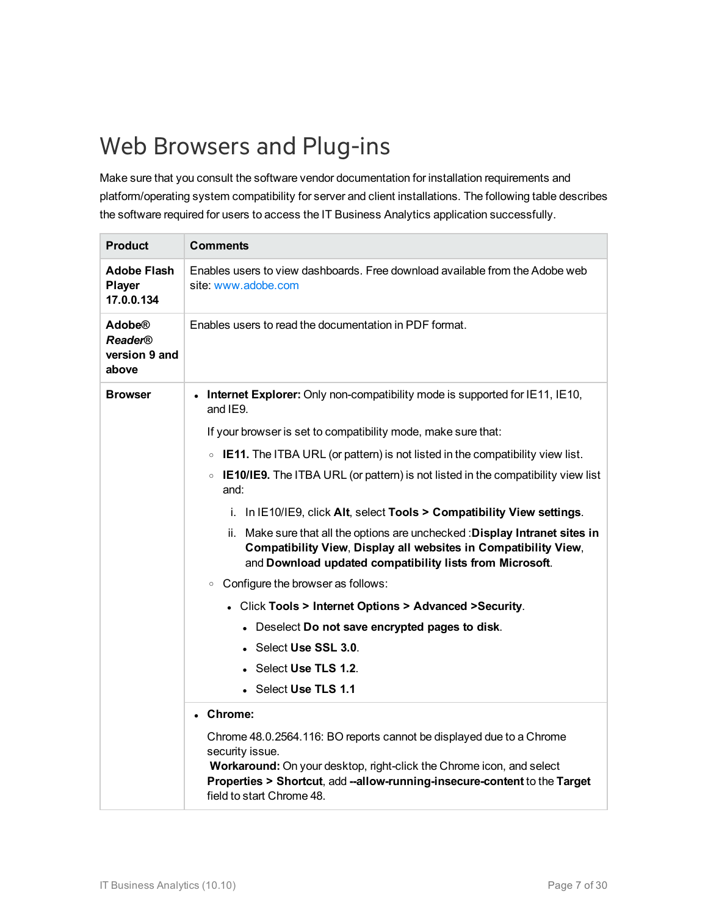# Web Browsers and Plug-ins

Make sure that you consult the software vendor documentation for installation requirements and platform/operating system compatibility for server and client installations. The following table describes the software required for users to access the IT Business Analytics application successfully.

| Product | Comments |
|---|---|
| **Adobe Flash Player 17.0.0.134** | Enables users to view dashboards. Free download available from the Adobe web site: www.adobe.com |
| **Adobe® *Reader®* version 9 and above** | Enables users to read the documentation in PDF format. |
| **Browser** | • **Internet Explorer:** Only non-compatibility mode is supported for IE11, IE10, and IE9.<br><br>If your browser is set to compatibility mode, make sure that:<br><br>◦ **IE11.** The ITBA URL (or pattern) is not listed in the compatibility view list.<br>◦ **IE10/IE9.** The ITBA URL (or pattern) is not listed in the compatibility view list and:<br>i. In IE10/IE9, click **Alt**, select **Tools > Compatibility View settings**.<br>ii. Make sure that all the options are unchecked :**Display Intranet sites in Compatibility View**, **Display all websites in Compatibility View**, and **Download updated compatibility lists from Microsoft**.<br>◦ Configure the browser as follows:<br>• Click **Tools > Internet Options > Advanced >Security**.<br>• Deselect **Do not save encrypted pages to disk**.<br>• Select **Use SSL 3.0**.<br>• Select **Use TLS 1.2**.<br>• Select **Use TLS 1.1** |
| | • **Chrome:**<br><br>Chrome 48.0.2564.116: BO reports cannot be displayed due to a Chrome security issue.<br>**Workaround:** On your desktop, right-click the Chrome icon, and select **Properties > Shortcut**, add **--allow-running-insecure-content** to the **Target** field to start Chrome 48. |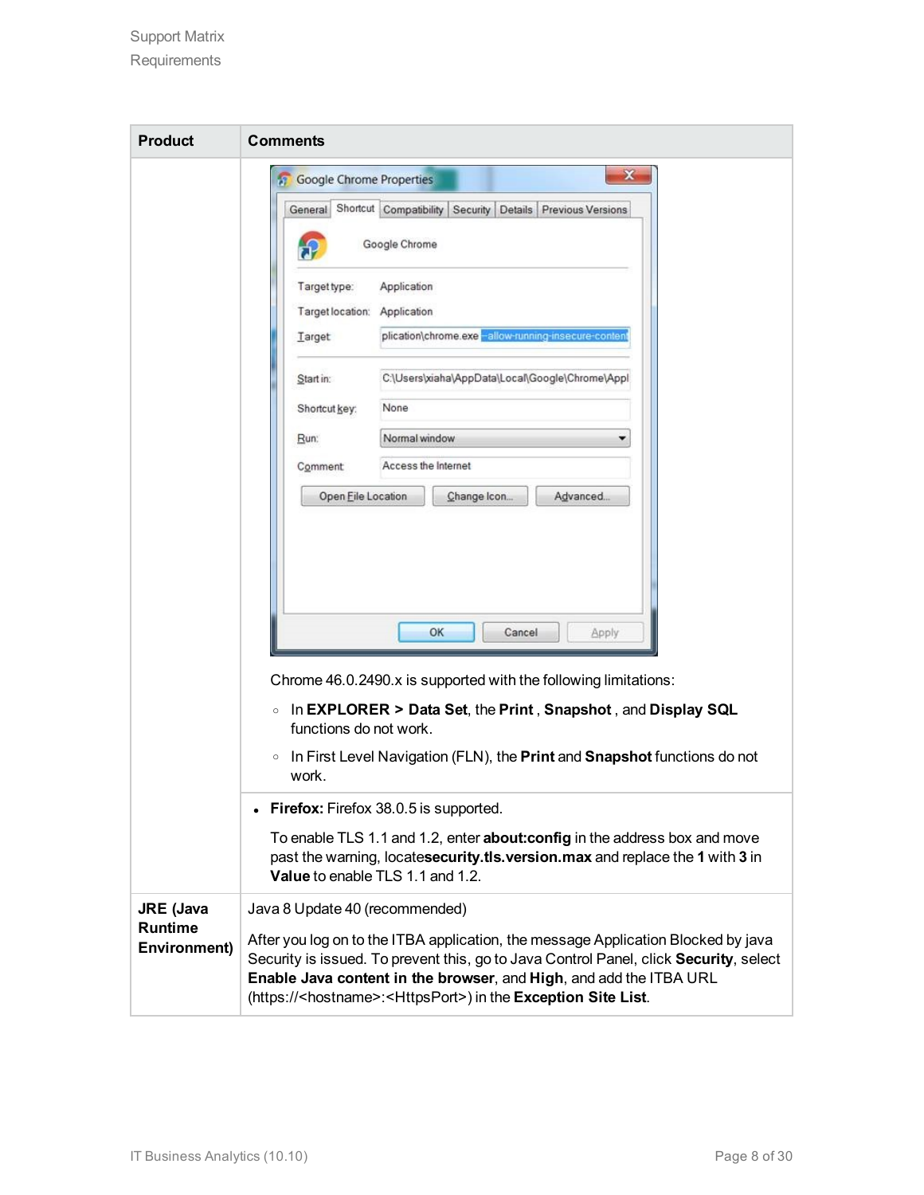| Product | Comments |
| --- | --- |
| | Chrome 46.0.2490.x is supported with the following limitations:<br>◦ In **EXPLORER > Data Set**, the **Print** , **Snapshot** , and **Display SQL** functions do not work.<br>◦ In First Level Navigation (FLN), the **Print** and **Snapshot** functions do not work. |
| | • **Firefox:** Firefox 38.0.5 is supported.<br>To enable TLS 1.1 and 1.2, enter **about:config** in the address box and move past the warning, locate**security.tls.version.max** and replace the **1** with **3** in **Value** to enable TLS 1.1 and 1.2. |
| **JRE (Java Runtime Environment)** | Java 8 Update 40 (recommended)<br>After you log on to the ITBA application, the message Application Blocked by java Security is issued. To prevent this, go to Java Control Panel, click **Security**, select **Enable Java content in the browser**, and **High**, and add the ITBA URL (https://<hostname>:<HttpsPort>) in the **Exception Site List**. |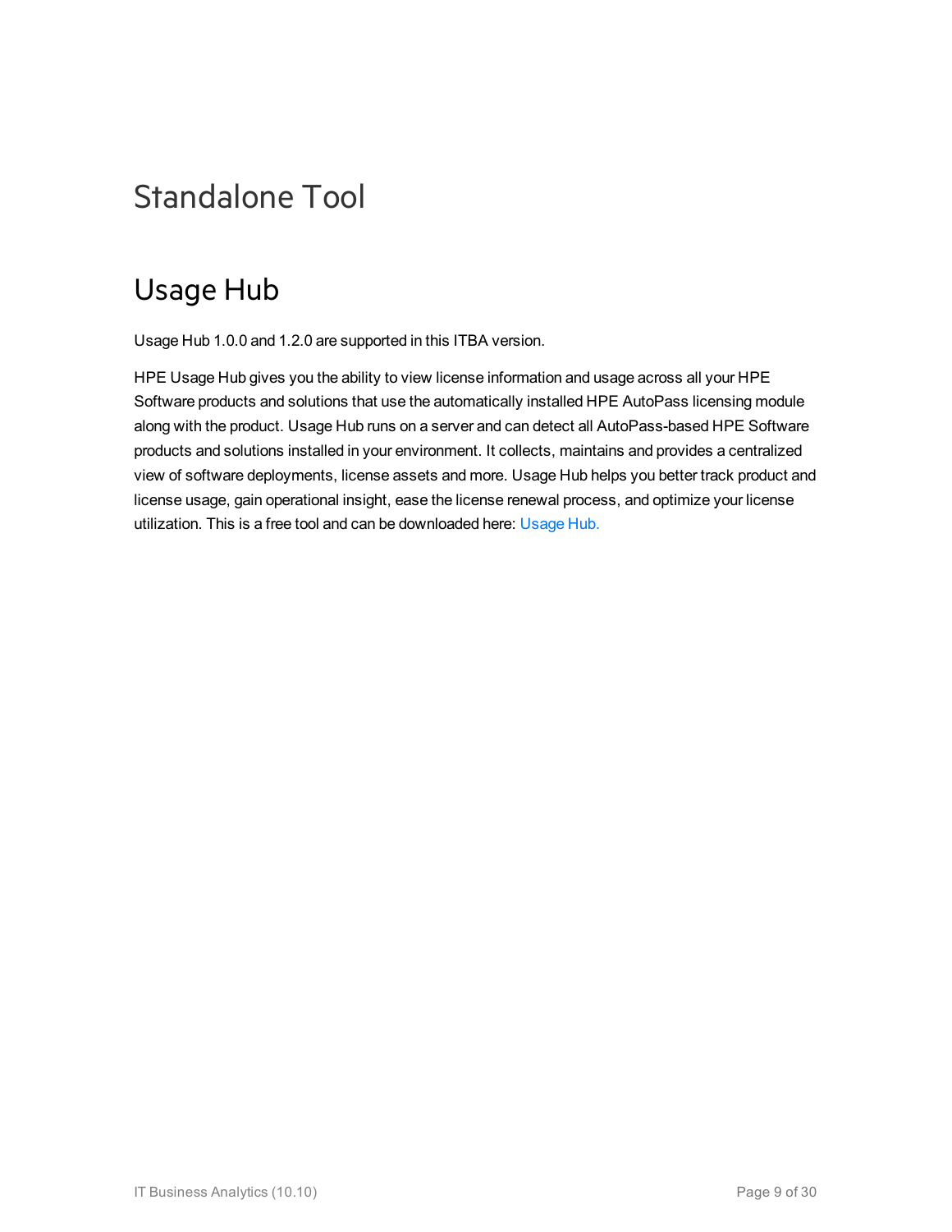# Standalone Tool

## Usage Hub

Usage Hub 1.0.0 and 1.2.0 are supported in this ITBA version.

HPE Usage Hub gives you the ability to view license information and usage across all your HPE Software products and solutions that use the automatically installed HPE AutoPass licensing module along with the product. Usage Hub runs on a server and can detect all AutoPass-based HPE Software products and solutions installed in your environment. It collects, maintains and provides a centralized view of software deployments, license assets and more. Usage Hub helps you better track product and license usage, gain operational insight, ease the license renewal process, and optimize your license utilization. This is a free tool and can be downloaded here: Usage Hub.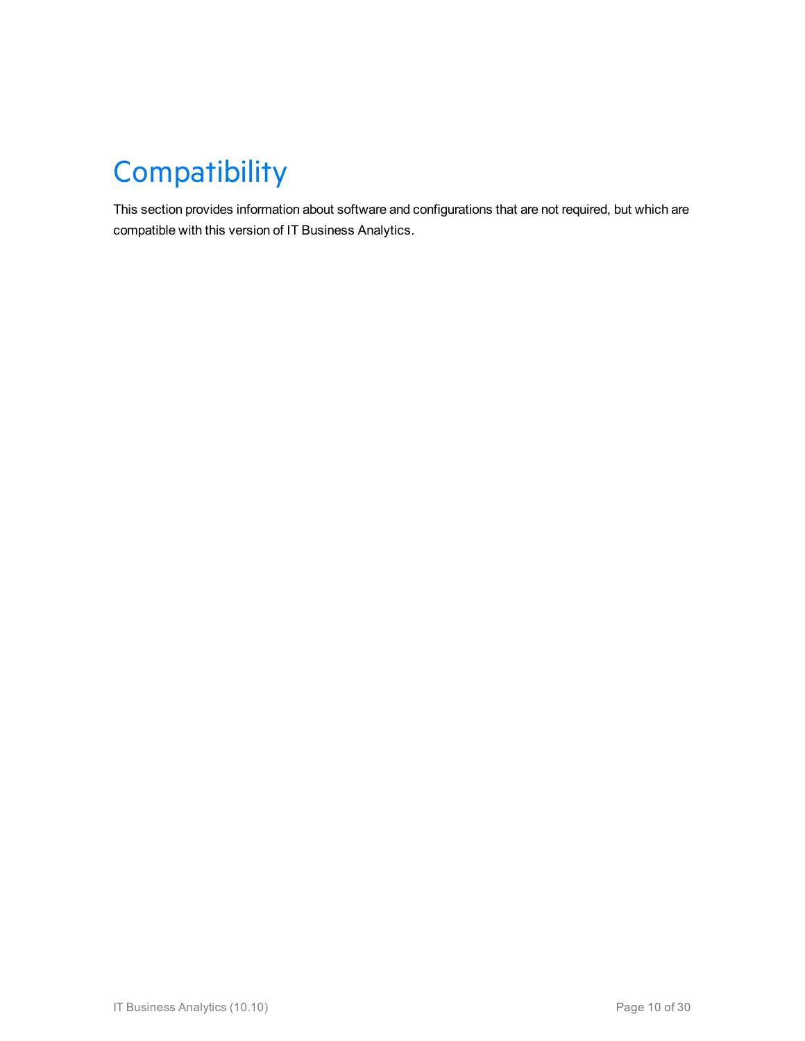# Compatibility

This section provides information about software and configurations that are not required, but which are compatible with this version of IT Business Analytics.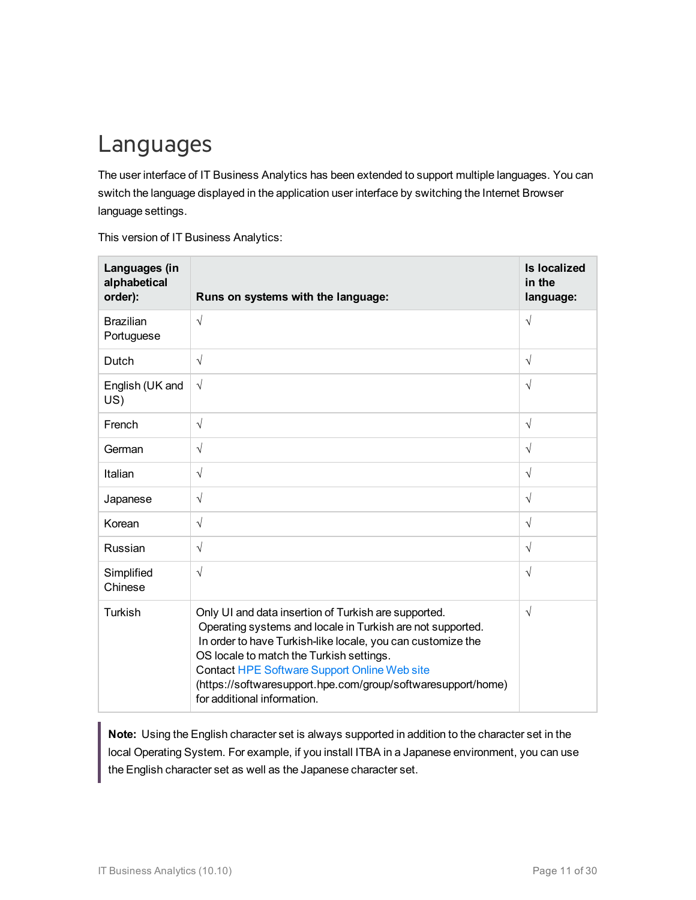# Languages

The user interface of IT Business Analytics has been extended to support multiple languages. You can switch the language displayed in the application user interface by switching the Internet Browser language settings.

This version of IT Business Analytics:

| Languages (in alphabetical order): | Runs on systems with the language: | Is localized in the language: |
|---|---|---|
| Brazilian Portuguese | √ | √ |
| Dutch | √ | √ |
| English (UK and US) | √ | √ |
| French | √ | √ |
| German | √ | √ |
| Italian | √ | √ |
| Japanese | √ | √ |
| Korean | √ | √ |
| Russian | √ | √ |
| Simplified Chinese | √ | √ |
| Turkish | Only UI and data insertion of Turkish are supported. Operating systems and locale in Turkish are not supported. In order to have Turkish-like locale, you can customize the OS locale to match the Turkish settings. Contact HPE Software Support Online Web site (https://softwaresupport.hpe.com/group/softwaresupport/home) for additional information. | √ |

> **Note:** Using the English character set is always supported in addition to the character set in the local Operating System. For example, if you install ITBA in a Japanese environment, you can use the English character set as well as the Japanese character set.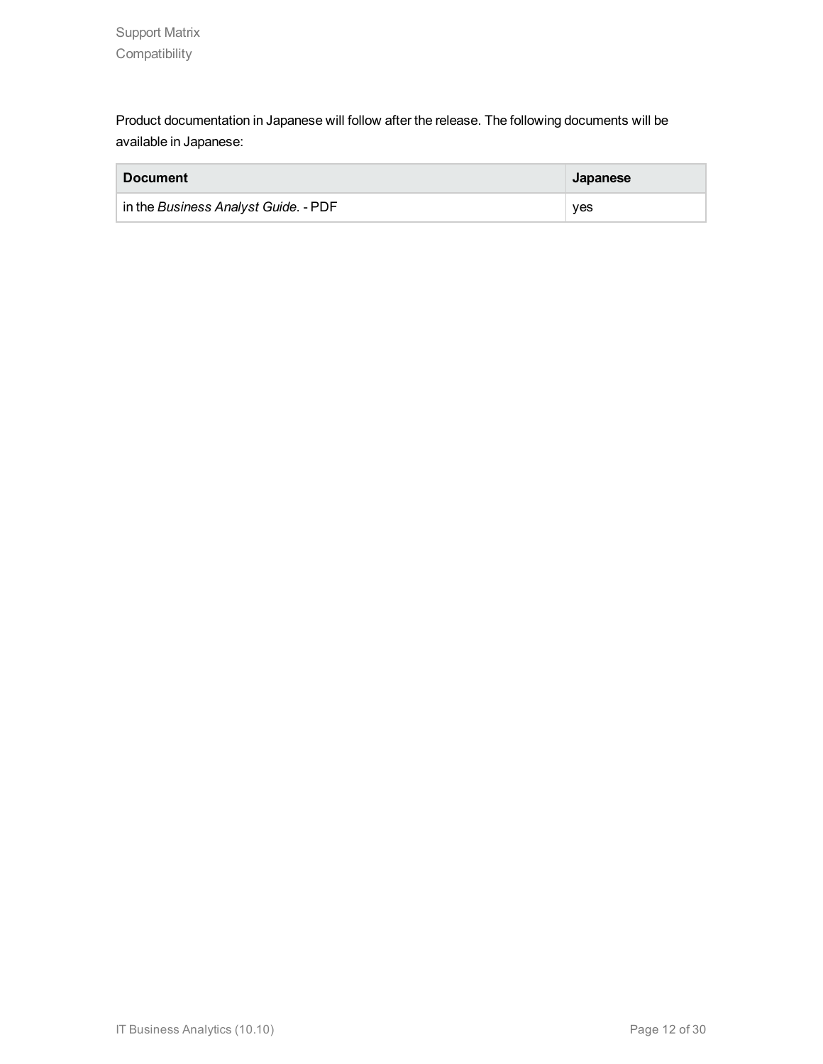Product documentation in Japanese will follow after the release. The following documents will be available in Japanese:

| Document | Japanese |
| --- | --- |
| in the *Business Analyst Guide*. - PDF | yes |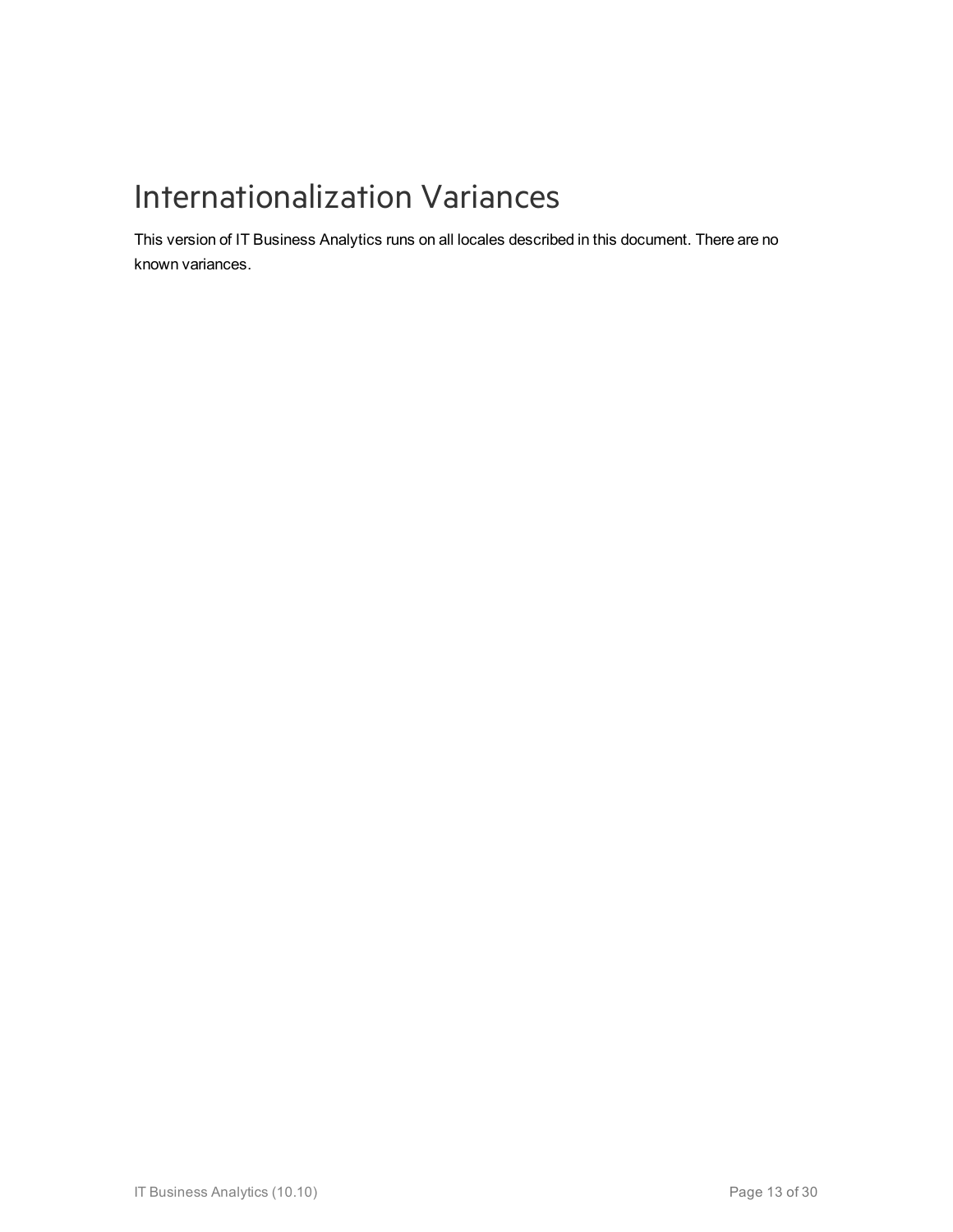# Internationalization Variances

This version of IT Business Analytics runs on all locales described in this document. There are no known variances.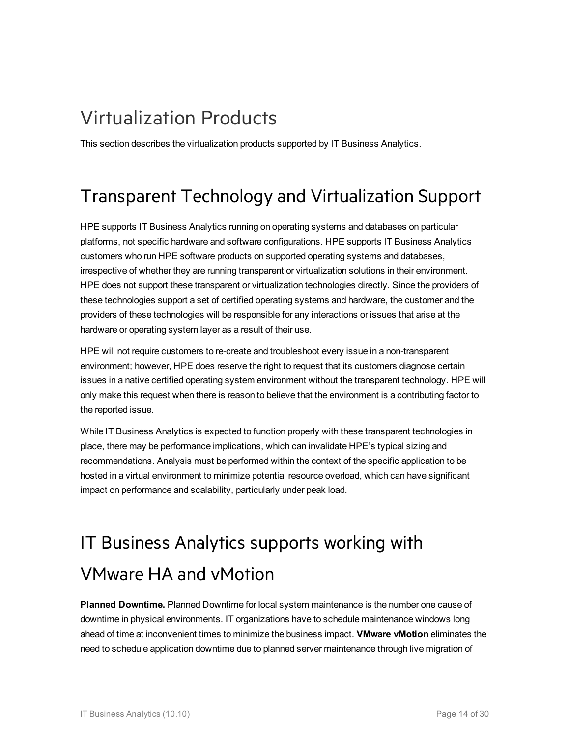# Virtualization Products

This section describes the virtualization products supported by IT Business Analytics.

## Transparent Technology and Virtualization Support

HPE supports IT Business Analytics running on operating systems and databases on particular platforms, not specific hardware and software configurations. HPE supports IT Business Analytics customers who run HPE software products on supported operating systems and databases, irrespective of whether they are running transparent or virtualization solutions in their environment. HPE does not support these transparent or virtualization technologies directly. Since the providers of these technologies support a set of certified operating systems and hardware, the customer and the providers of these technologies will be responsible for any interactions or issues that arise at the hardware or operating system layer as a result of their use.

HPE will not require customers to re-create and troubleshoot every issue in a non-transparent environment; however, HPE does reserve the right to request that its customers diagnose certain issues in a native certified operating system environment without the transparent technology. HPE will only make this request when there is reason to believe that the environment is a contributing factor to the reported issue.

While IT Business Analytics is expected to function properly with these transparent technologies in place, there may be performance implications, which can invalidate HPE's typical sizing and recommendations. Analysis must be performed within the context of the specific application to be hosted in a virtual environment to minimize potential resource overload, which can have significant impact on performance and scalability, particularly under peak load.

## IT Business Analytics supports working with VMware HA and vMotion

**Planned Downtime.** Planned Downtime for local system maintenance is the number one cause of downtime in physical environments. IT organizations have to schedule maintenance windows long ahead of time at inconvenient times to minimize the business impact. **VMware vMotion** eliminates the need to schedule application downtime due to planned server maintenance through live migration of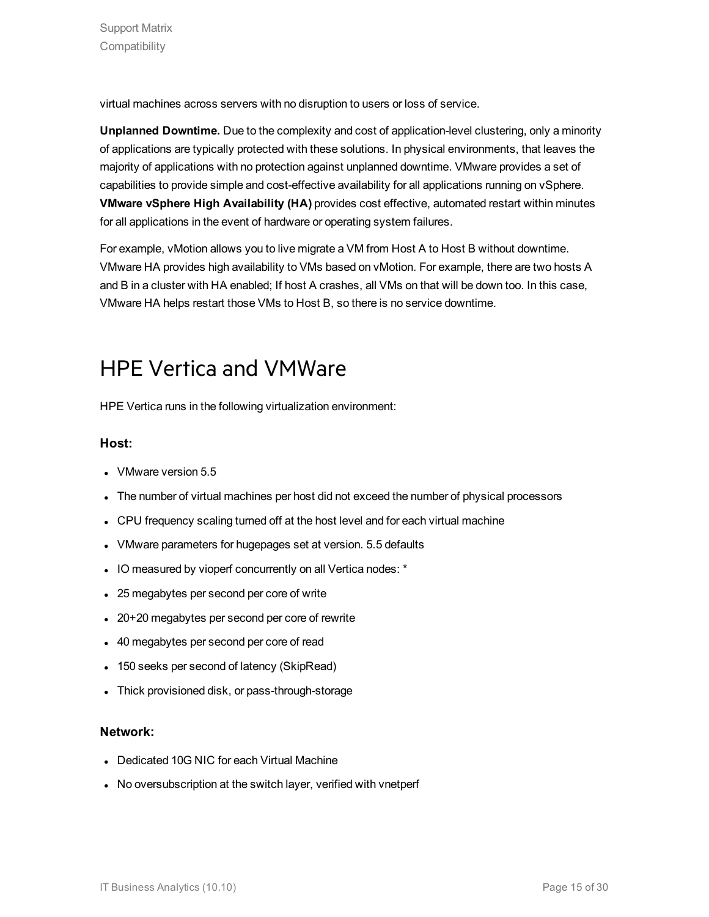virtual machines across servers with no disruption to users or loss of service.

**Unplanned Downtime.** Due to the complexity and cost of application-level clustering, only a minority of applications are typically protected with these solutions. In physical environments, that leaves the majority of applications with no protection against unplanned downtime. VMware provides a set of capabilities to provide simple and cost-effective availability for all applications running on vSphere. **VMware vSphere High Availability (HA)** provides cost effective, automated restart within minutes for all applications in the event of hardware or operating system failures.

For example, vMotion allows you to live migrate a VM from Host A to Host B without downtime. VMware HA provides high availability to VMs based on vMotion. For example, there are two hosts A and B in a cluster with HA enabled; If host A crashes, all VMs on that will be down too. In this case, VMware HA helps restart those VMs to Host B, so there is no service downtime.

# HPE Vertica and VMWare

HPE Vertica runs in the following virtualization environment:

### Host:

- VMware version 5.5
- The number of virtual machines per host did not exceed the number of physical processors
- CPU frequency scaling turned off at the host level and for each virtual machine
- VMware parameters for hugepages set at version. 5.5 defaults
- IO measured by vioperf concurrently on all Vertica nodes: *
- 25 megabytes per second per core of write
- 20+20 megabytes per second per core of rewrite
- 40 megabytes per second per core of read
- 150 seeks per second of latency (SkipRead)
- Thick provisioned disk, or pass-through-storage

### Network:

- Dedicated 10G NIC for each Virtual Machine
- No oversubscription at the switch layer, verified with vnetperf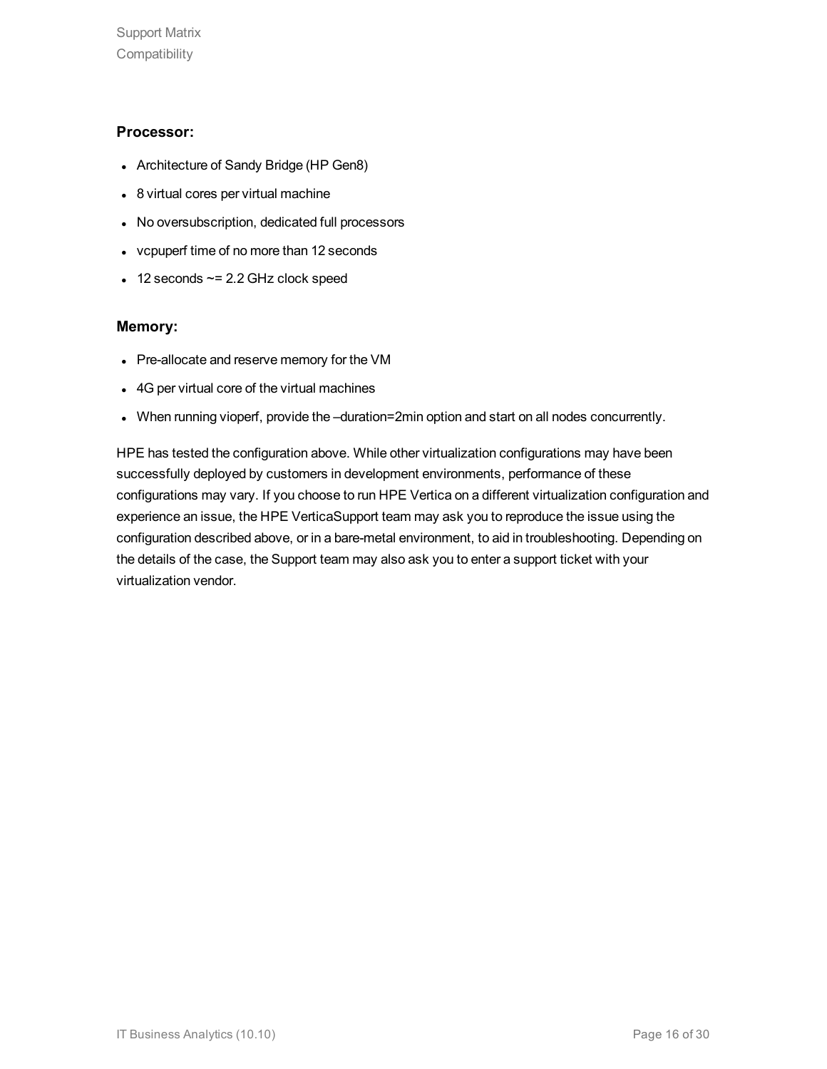### Processor:

- Architecture of Sandy Bridge (HP Gen8)
- 8 virtual cores per virtual machine
- No oversubscription, dedicated full processors
- vcpuperf time of no more than 12 seconds
- 12 seconds ~= 2.2 GHz clock speed

### Memory:

- Pre-allocate and reserve memory for the VM
- 4G per virtual core of the virtual machines
- When running vioperf, provide the –duration=2min option and start on all nodes concurrently.

HPE has tested the configuration above. While other virtualization configurations may have been successfully deployed by customers in development environments, performance of these configurations may vary. If you choose to run HPE Vertica on a different virtualization configuration and experience an issue, the HPE VerticaSupport team may ask you to reproduce the issue using the configuration described above, or in a bare-metal environment, to aid in troubleshooting. Depending on the details of the case, the Support team may also ask you to enter a support ticket with your virtualization vendor.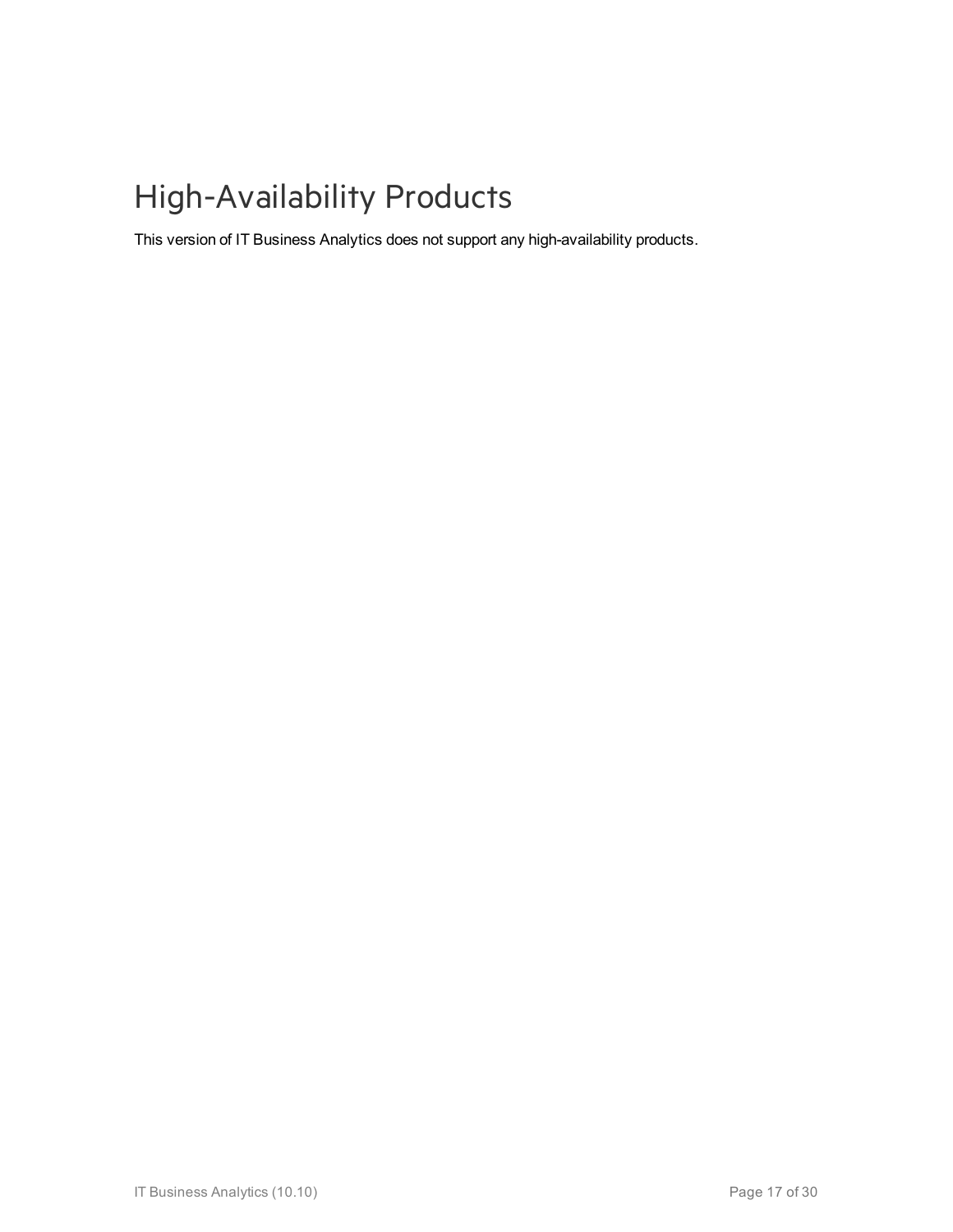# High-Availability Products

This version of IT Business Analytics does not support any high-availability products.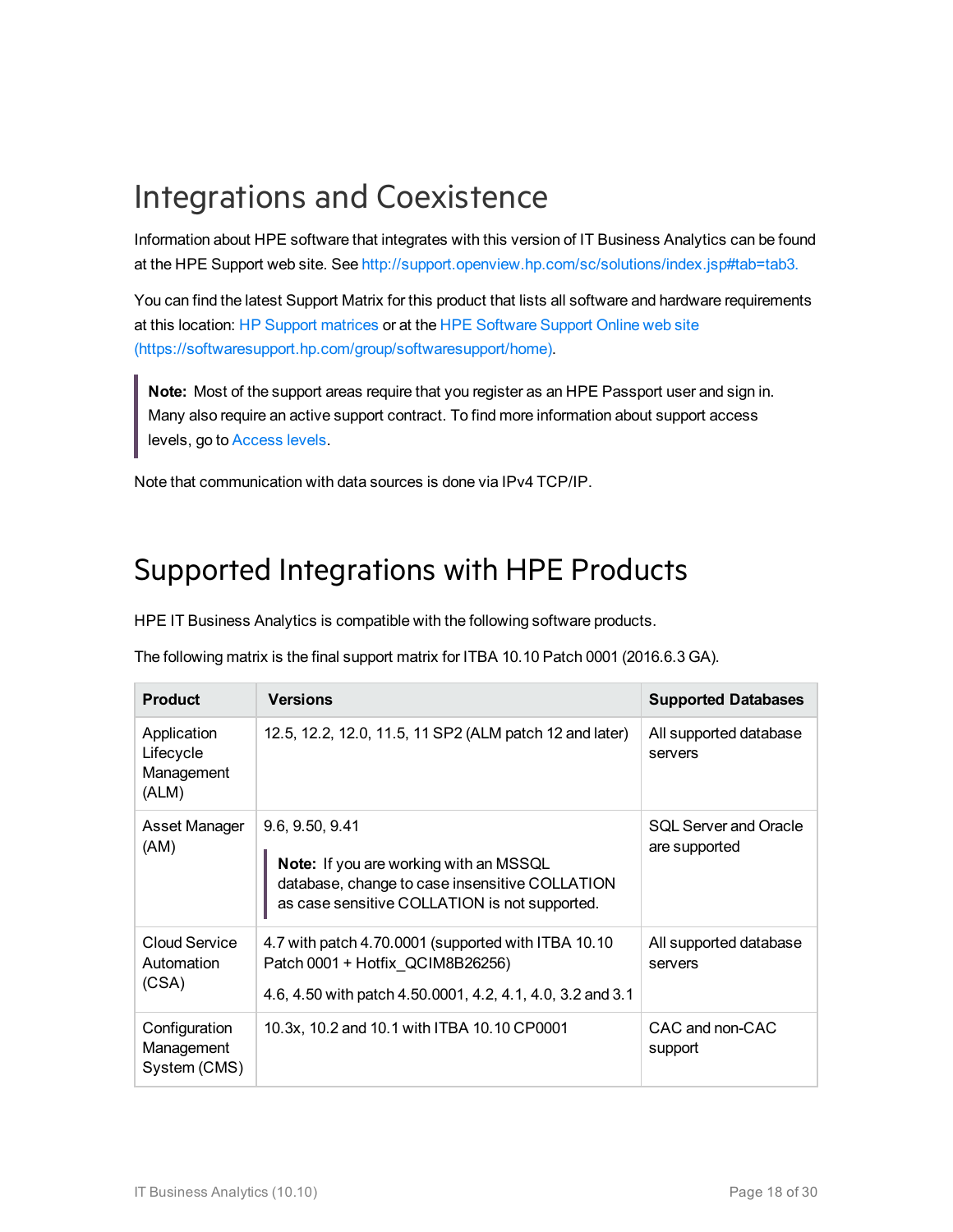# Integrations and Coexistence

Information about HPE software that integrates with this version of IT Business Analytics can be found at the HPE Support web site. See http://support.openview.hp.com/sc/solutions/index.jsp#tab=tab3.

You can find the latest Support Matrix for this product that lists all software and hardware requirements at this location: HP Support matrices or at the HPE Software Support Online web site (https://softwaresupport.hp.com/group/softwaresupport/home).

> **Note:** Most of the support areas require that you register as an HPE Passport user and sign in. Many also require an active support contract. To find more information about support access levels, go to Access levels.

Note that communication with data sources is done via IPv4 TCP/IP.

## Supported Integrations with HPE Products

HPE IT Business Analytics is compatible with the following software products.

The following matrix is the final support matrix for ITBA 10.10 Patch 0001 (2016.6.3 GA).

| Product | Versions | Supported Databases |
|---|---|---|
| Application Lifecycle Management (ALM) | 12.5, 12.2, 12.0, 11.5, 11 SP2 (ALM patch 12 and later) | All supported database servers |
| Asset Manager (AM) | 9.6, 9.50, 9.41<br><br>**Note:** If you are working with an MSSQL database, change to case insensitive COLLATION as case sensitive COLLATION is not supported. | SQL Server and Oracle are supported |
| Cloud Service Automation (CSA) | 4.7 with patch 4.70.0001 (supported with ITBA 10.10 Patch 0001 + Hotfix_QCIM8B26256)<br><br>4.6, 4.50 with patch 4.50.0001, 4.2, 4.1, 4.0, 3.2 and 3.1 | All supported database servers |
| Configuration Management System (CMS) | 10.3x, 10.2 and 10.1 with ITBA 10.10 CP0001 | CAC and non-CAC support |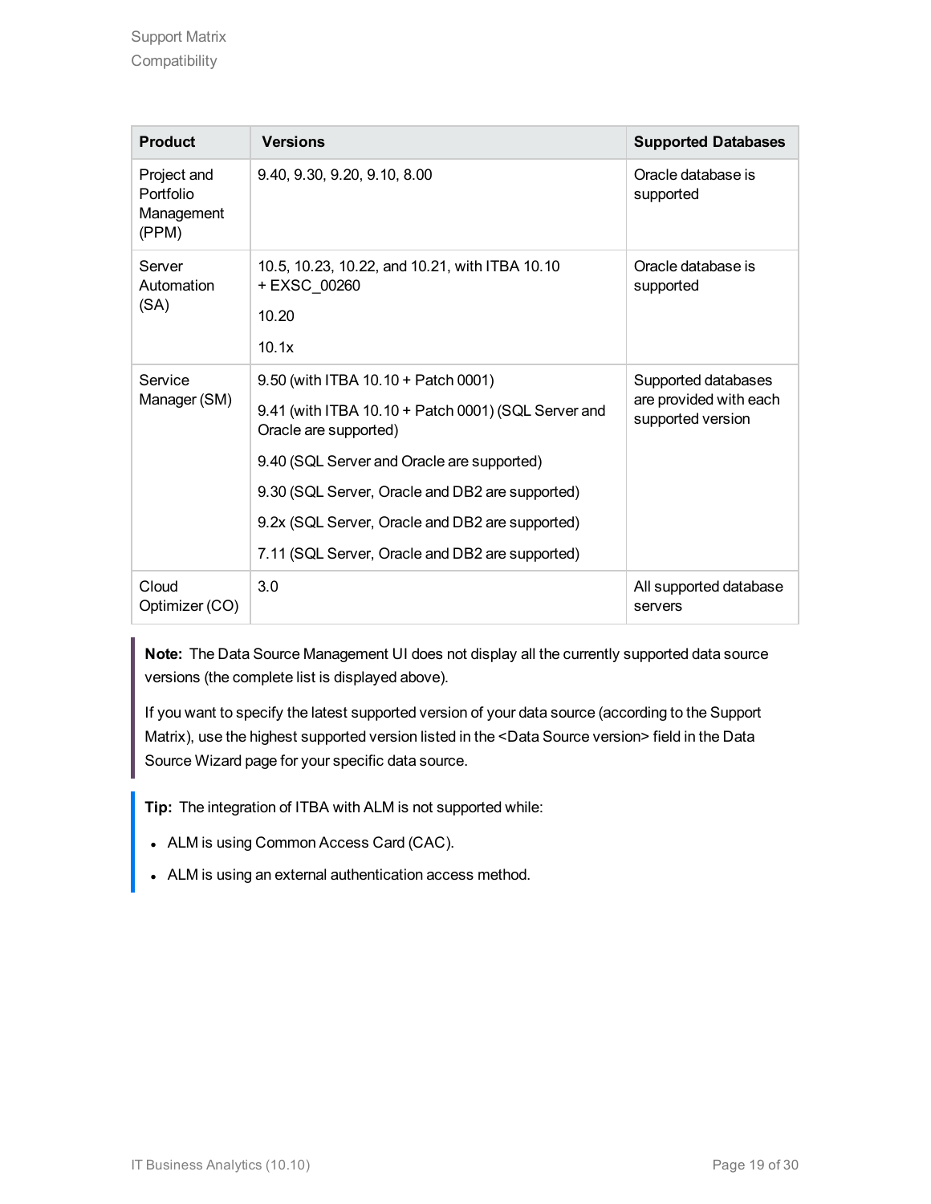| Product | Versions | Supported Databases |
|---|---|---|
| Project and Portfolio Management (PPM) | 9.40, 9.30, 9.20, 9.10, 8.00 | Oracle database is supported |
| Server Automation (SA) | 10.5, 10.23, 10.22, and 10.21, with ITBA 10.10 + EXSC_00260<br><br>10.20<br><br>10.1x | Oracle database is supported |
| Service Manager (SM) | 9.50 (with ITBA 10.10 + Patch 0001)<br><br>9.41 (with ITBA 10.10 + Patch 0001) (SQL Server and Oracle are supported)<br><br>9.40 (SQL Server and Oracle are supported)<br><br>9.30 (SQL Server, Oracle and DB2 are supported)<br><br>9.2x (SQL Server, Oracle and DB2 are supported)<br><br>7.11 (SQL Server, Oracle and DB2 are supported) | Supported databases are provided with each supported version |
| Cloud Optimizer (CO) | 3.0 | All supported database servers |

**Note:** The Data Source Management UI does not display all the currently supported data source versions (the complete list is displayed above).

If you want to specify the latest supported version of your data source (according to the Support Matrix), use the highest supported version listed in the <Data Source version> field in the Data Source Wizard page for your specific data source.

**Tip:** The integration of ITBA with ALM is not supported while:

- ALM is using Common Access Card (CAC).
- ALM is using an external authentication access method.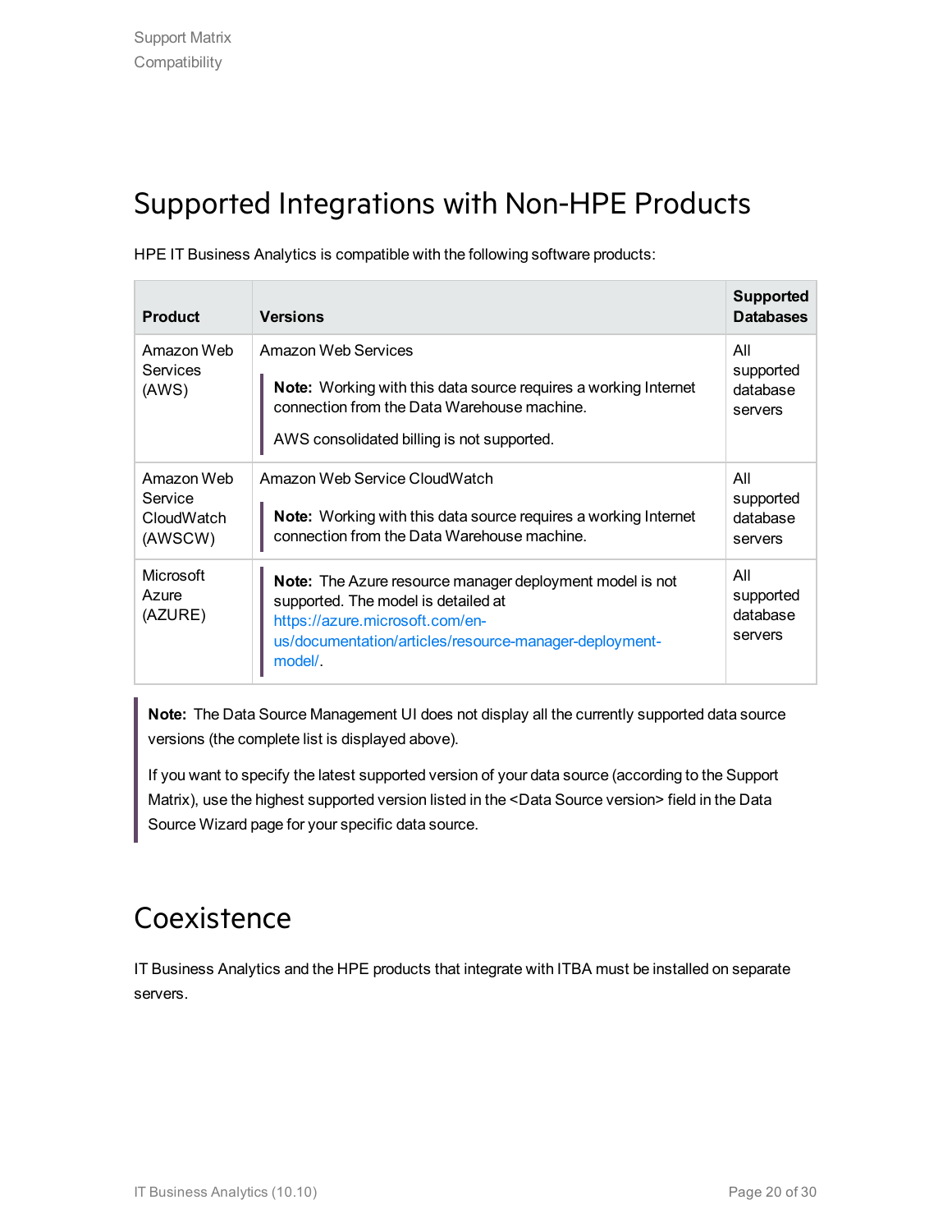# Supported Integrations with Non-HPE Products

HPE IT Business Analytics is compatible with the following software products:

| Product | Versions | Supported Databases |
|---|---|---|
| Amazon Web Services (AWS) | Amazon Web Services<br><br>**Note:** Working with this data source requires a working Internet connection from the Data Warehouse machine.<br><br>AWS consolidated billing is not supported. | All supported database servers |
| Amazon Web Service CloudWatch (AWSCW) | Amazon Web Service CloudWatch<br><br>**Note:** Working with this data source requires a working Internet connection from the Data Warehouse machine. | All supported database servers |
| Microsoft Azure (AZURE) | **Note:** The Azure resource manager deployment model is not supported. The model is detailed at https://azure.microsoft.com/en-us/documentation/articles/resource-manager-deployment-model/. | All supported database servers |

> **Note:** The Data Source Management UI does not display all the currently supported data source versions (the complete list is displayed above).
>
> If you want to specify the latest supported version of your data source (according to the Support Matrix), use the highest supported version listed in the <Data Source version> field in the Data Source Wizard page for your specific data source.

# Coexistence

IT Business Analytics and the HPE products that integrate with ITBA must be installed on separate servers.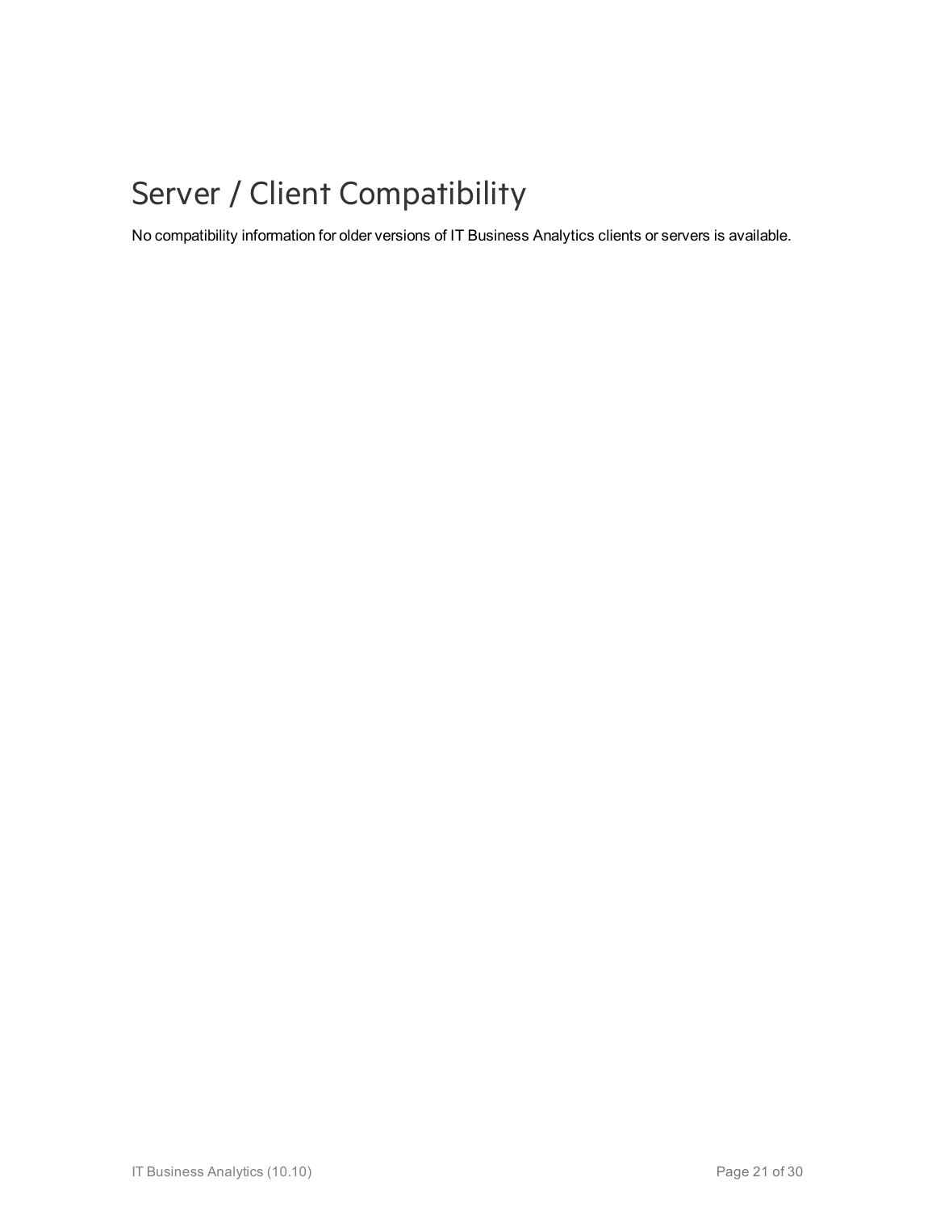# Server / Client Compatibility

No compatibility information for older versions of IT Business Analytics clients or servers is available.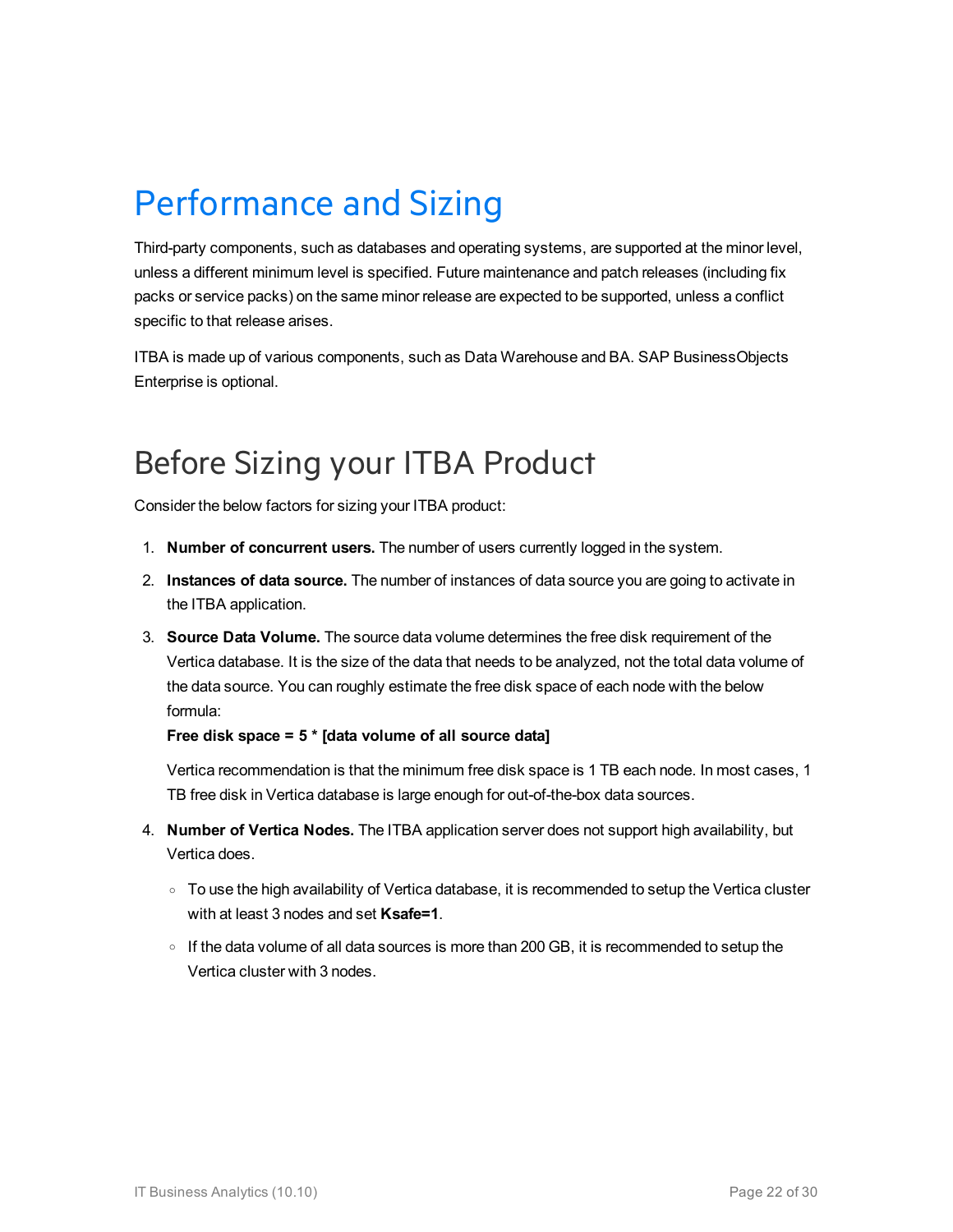# Performance and Sizing

Third-party components, such as databases and operating systems, are supported at the minor level, unless a different minimum level is specified. Future maintenance and patch releases (including fix packs or service packs) on the same minor release are expected to be supported, unless a conflict specific to that release arises.

ITBA is made up of various components, such as Data Warehouse and BA. SAP BusinessObjects Enterprise is optional.

## Before Sizing your ITBA Product

Consider the below factors for sizing your ITBA product:

1. **Number of concurrent users.** The number of users currently logged in the system.
2. **Instances of data source.** The number of instances of data source you are going to activate in the ITBA application.
3. **Source Data Volume.** The source data volume determines the free disk requirement of the Vertica database. It is the size of the data that needs to be analyzed, not the total data volume of the data source. You can roughly estimate the free disk space of each node with the below formula:

   **Free disk space = 5 * [data volume of all source data]**

   Vertica recommendation is that the minimum free disk space is 1 TB each node. In most cases, 1 TB free disk in Vertica database is large enough for out-of-the-box data sources.
4. **Number of Vertica Nodes.** The ITBA application server does not support high availability, but Vertica does.
   - To use the high availability of Vertica database, it is recommended to setup the Vertica cluster with at least 3 nodes and set **Ksafe=1**.
   - If the data volume of all data sources is more than 200 GB, it is recommended to setup the Vertica cluster with 3 nodes.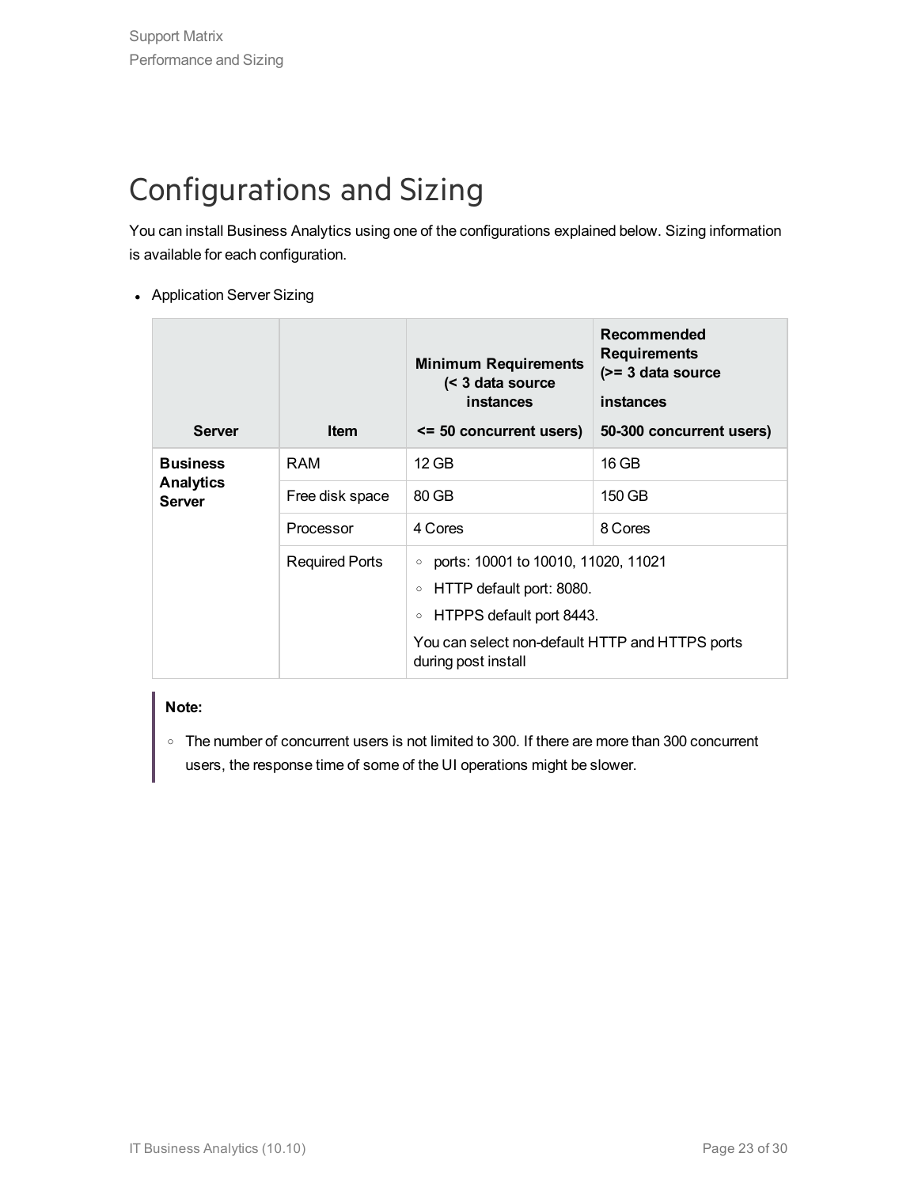# Configurations and Sizing

You can install Business Analytics using one of the configurations explained below. Sizing information is available for each configuration.

- Application Server Sizing

| Server | Item | Minimum Requirements (< 3 data source instances <= 50 concurrent users) | Recommended Requirements (>= 3 data source instances 50-300 concurrent users) |
|---|---|---|---|
| **Business Analytics Server** | RAM | 12 GB | 16 GB |
| | Free disk space | 80 GB | 150 GB |
| | Processor | 4 Cores | 8 Cores |
| | Required Ports | ◦ ports: 10001 to 10010, 11020, 11021<br>◦ HTTP default port: 8080.<br>◦ HTPPS default port 8443.<br>You can select non-default HTTP and HTTPS ports during post install | |

**Note:**

- The number of concurrent users is not limited to 300. If there are more than 300 concurrent users, the response time of some of the UI operations might be slower.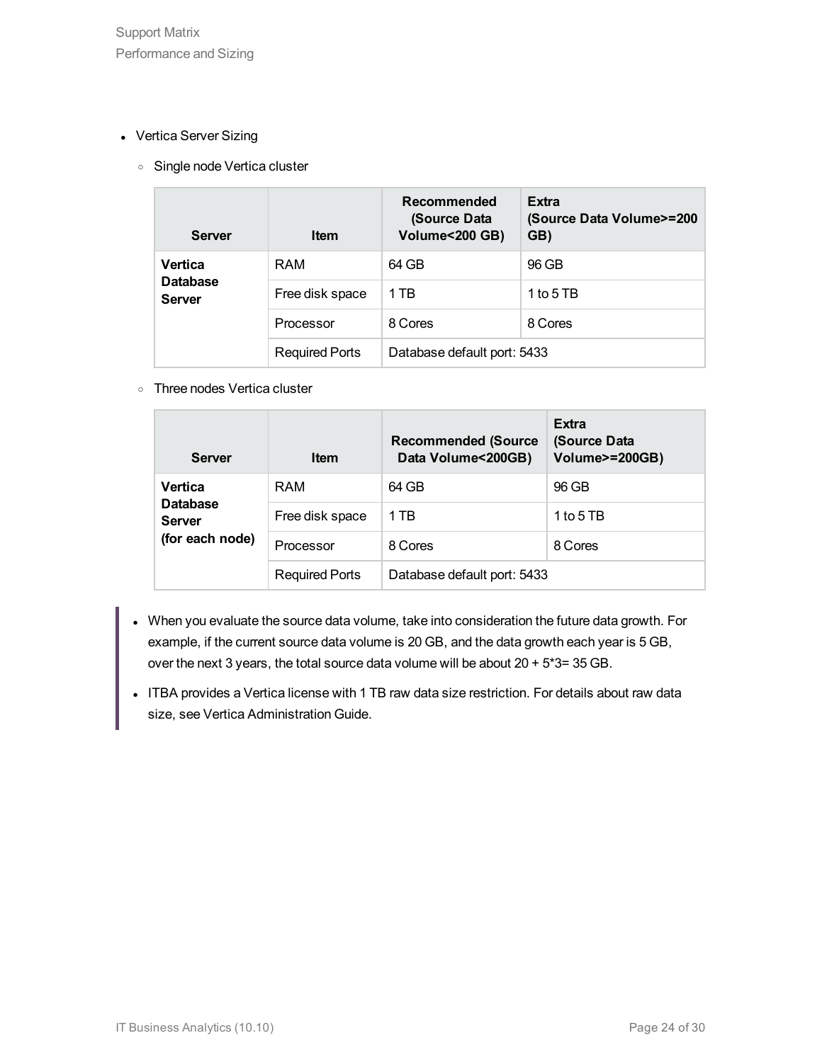- Vertica Server Sizing
  - Single node Vertica cluster

| Server | Item | Recommended (Source Data Volume<200 GB) | Extra (Source Data Volume>=200 GB) |
|---|---|---|---|
| **Vertica Database Server** | RAM | 64 GB | 96 GB |
| | Free disk space | 1 TB | 1 to 5 TB |
| | Processor | 8 Cores | 8 Cores |
| | Required Ports | Database default port: 5433 | |

  - Three nodes Vertica cluster

| Server | Item | Recommended (Source Data Volume<200GB) | Extra (Source Data Volume>=200GB) |
|---|---|---|---|
| **Vertica Database Server (for each node)** | RAM | 64 GB | 96 GB |
| | Free disk space | 1 TB | 1 to 5 TB |
| | Processor | 8 Cores | 8 Cores |
| | Required Ports | Database default port: 5433 | |

> - When you evaluate the source data volume, take into consideration the future data growth. For example, if the current source data volume is 20 GB, and the data growth each year is 5 GB, over the next 3 years, the total source data volume will be about 20 + 5*3= 35 GB.
> - ITBA provides a Vertica license with 1 TB raw data size restriction. For details about raw data size, see Vertica Administration Guide.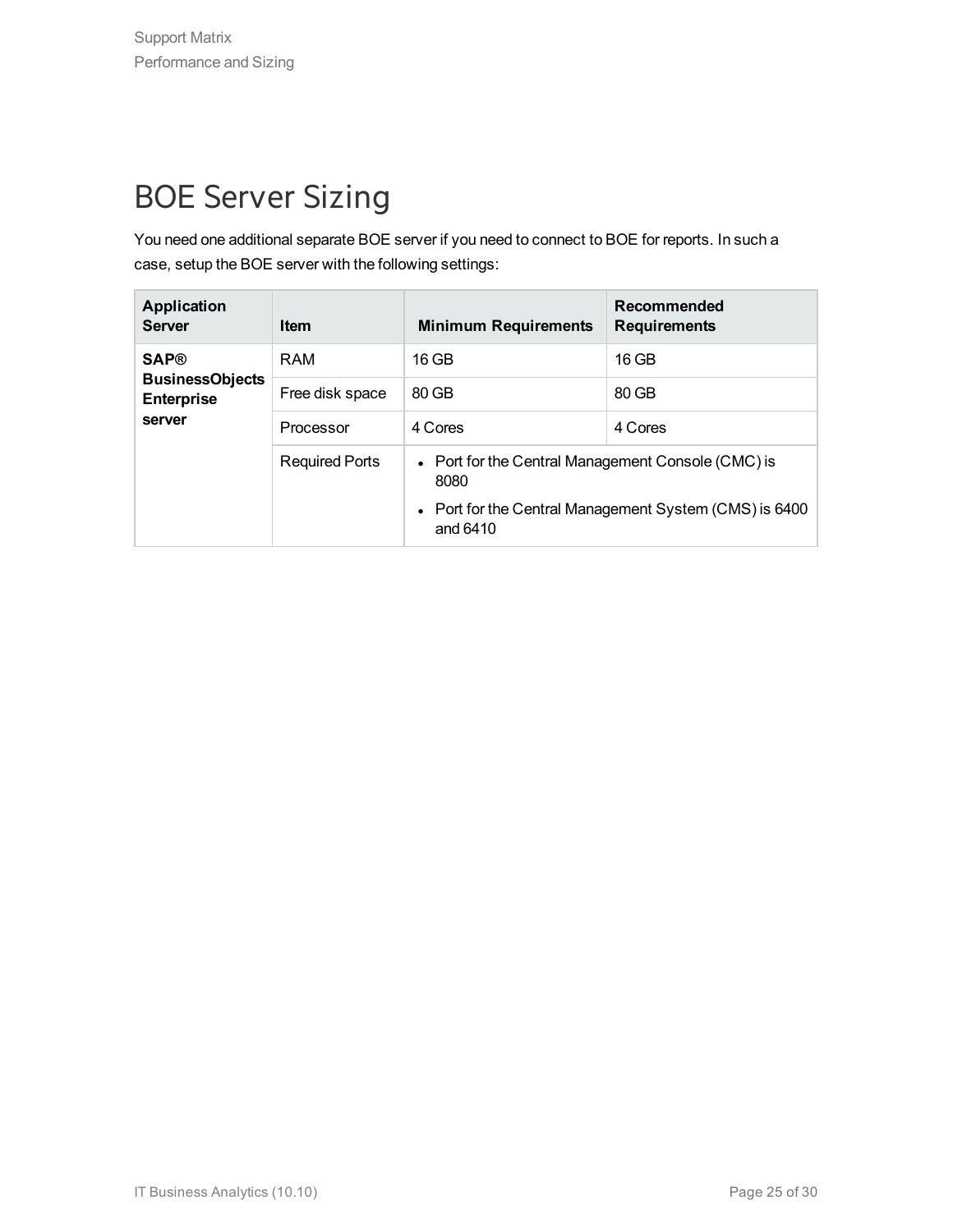# BOE Server Sizing

You need one additional separate BOE server if you need to connect to BOE for reports. In such a case, setup the BOE server with the following settings:

| Application Server | Item | Minimum Requirements | Recommended Requirements |
|---|---|---|---|
| **SAP® BusinessObjects Enterprise server** | RAM | 16 GB | 16 GB |
| | Free disk space | 80 GB | 80 GB |
| | Processor | 4 Cores | 4 Cores |
| | Required Ports | • Port for the Central Management Console (CMC) is 8080<br>• Port for the Central Management System (CMS) is 6400 and 6410 | |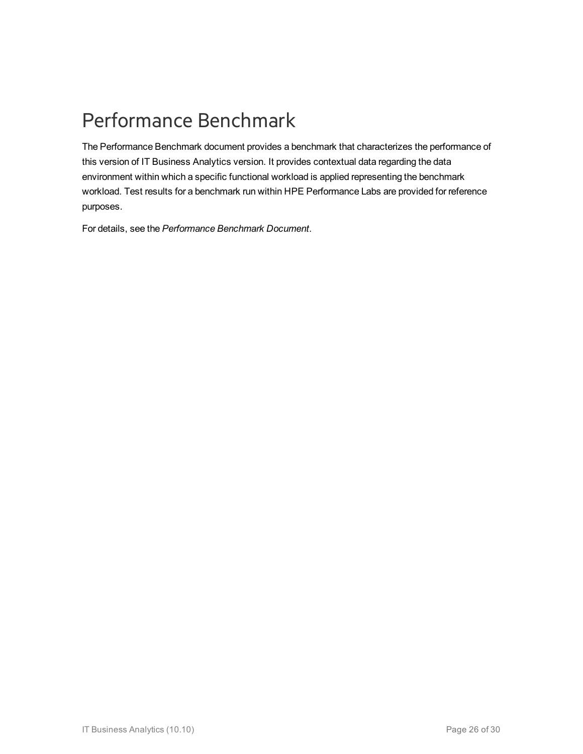# Performance Benchmark

The Performance Benchmark document provides a benchmark that characterizes the performance of this version of IT Business Analytics version. It provides contextual data regarding the data environment within which a specific functional workload is applied representing the benchmark workload. Test results for a benchmark run within HPE Performance Labs are provided for reference purposes.

For details, see the *Performance Benchmark Document*.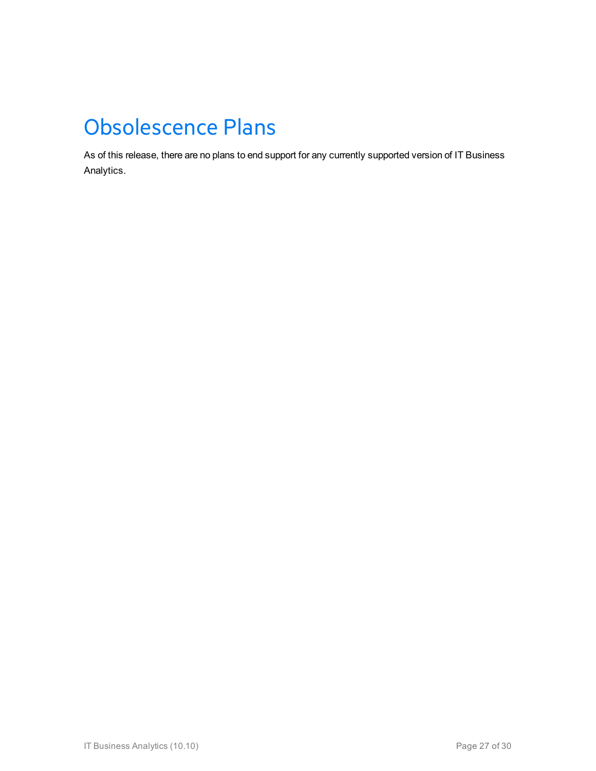# Obsolescence Plans

As of this release, there are no plans to end support for any currently supported version of IT Business Analytics.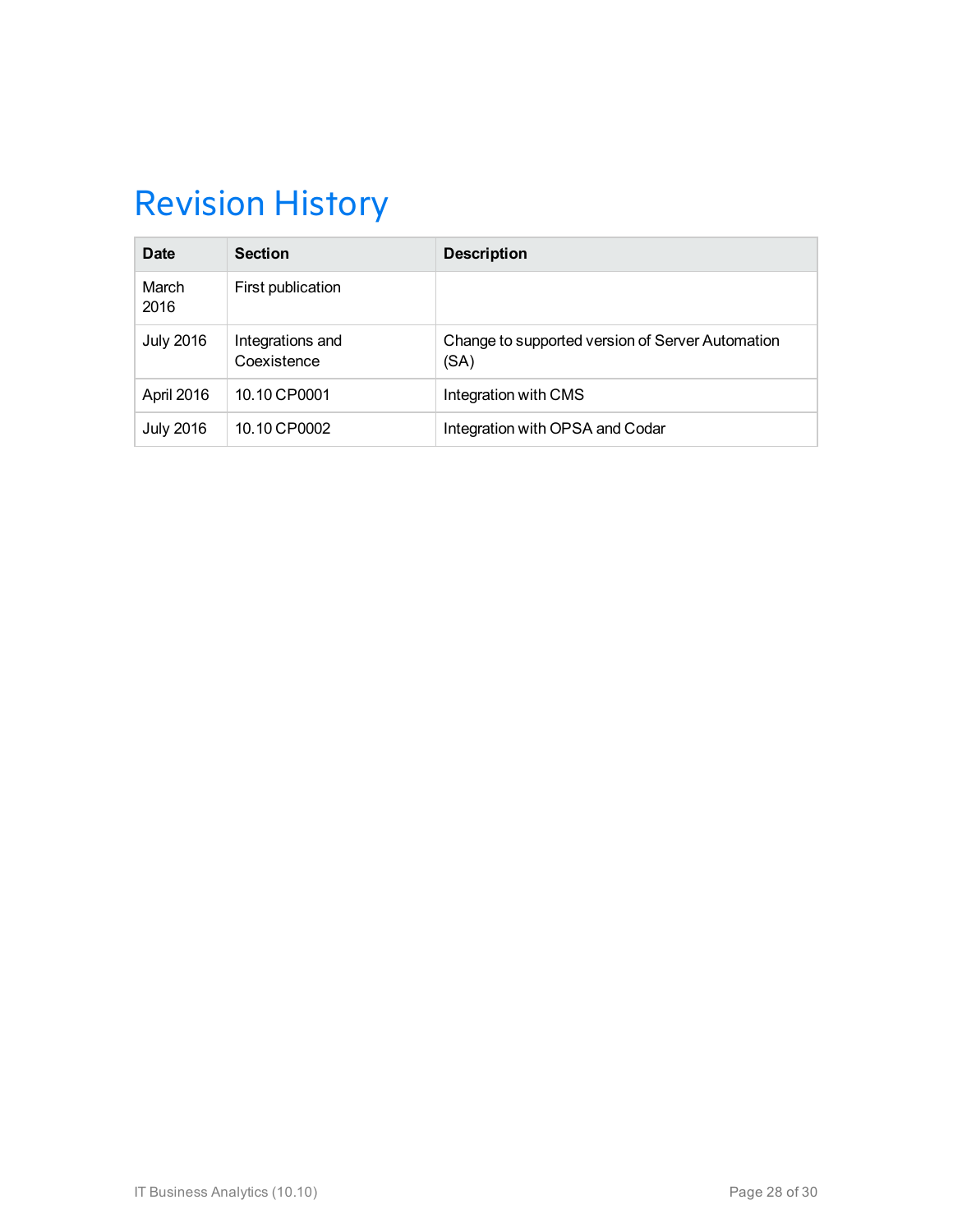# Revision History

| Date | Section | Description |
|---|---|---|
| March 2016 | First publication | |
| July 2016 | Integrations and Coexistence | Change to supported version of Server Automation (SA) |
| April 2016 | 10.10 CP0001 | Integration with CMS |
| July 2016 | 10.10 CP0002 | Integration with OPSA and Codar |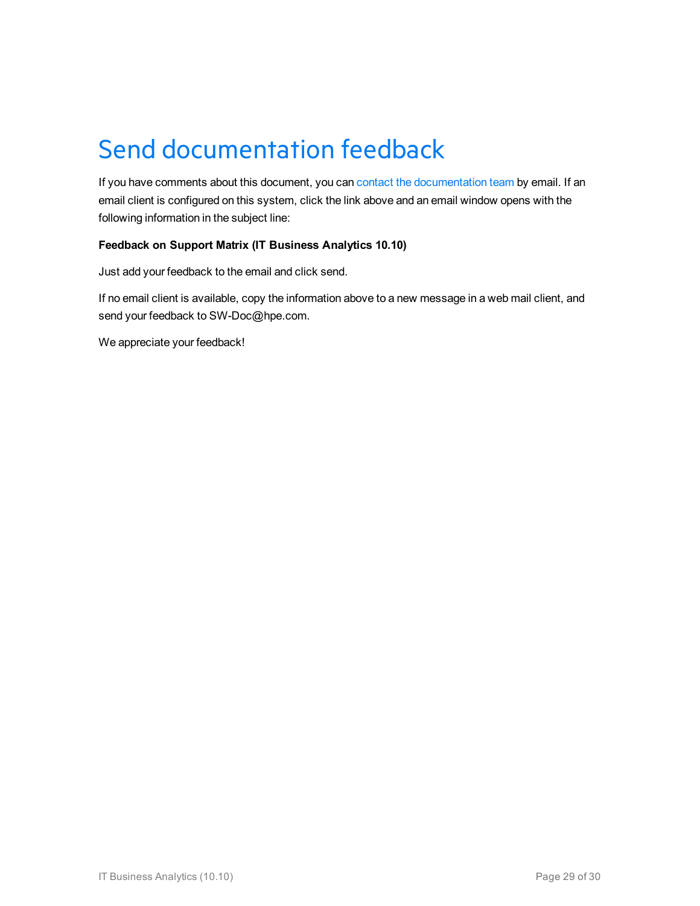# Send documentation feedback

If you have comments about this document, you can contact the documentation team by email. If an email client is configured on this system, click the link above and an email window opens with the following information in the subject line:

**Feedback on Support Matrix (IT Business Analytics 10.10)**

Just add your feedback to the email and click send.

If no email client is available, copy the information above to a new message in a web mail client, and send your feedback to SW-Doc@hpe.com.

We appreciate your feedback!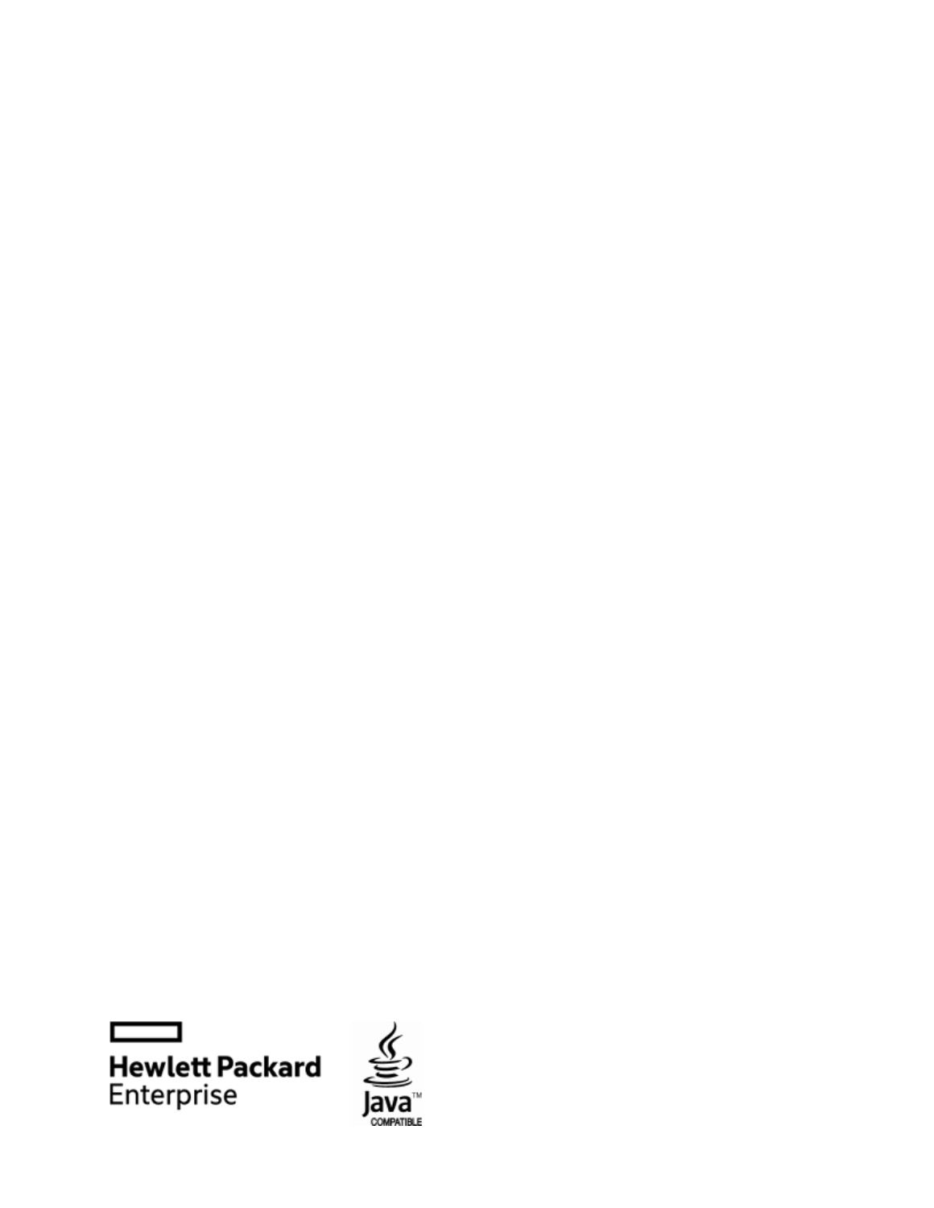Hewlett Packard
Enterprise

Java™
COMPATIBLE